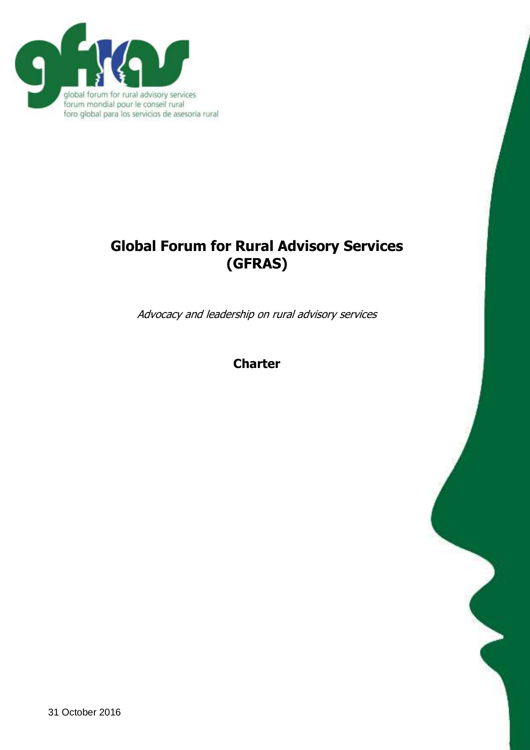global forum for rural advisory services
forum mondial pour le conseil rural
foro global para los servicios de asesoría rural

# Global Forum for Rural Advisory Services (GFRAS)

*Advocacy and leadership on rural advisory services*

**Charter**

31 October 2016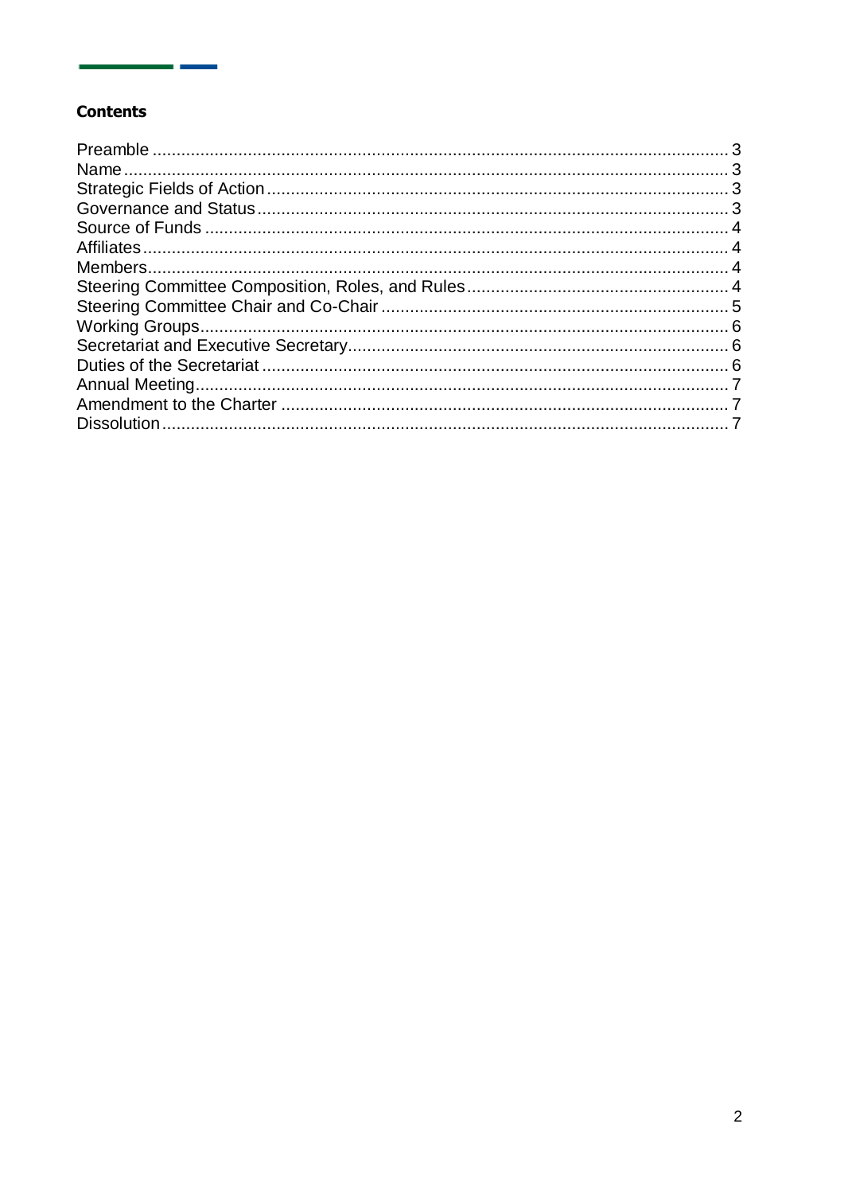## Contents

| | |
|---|---|
| Preamble | 3 |
| Name | 3 |
| Strategic Fields of Action | 3 |
| Governance and Status | 3 |
| Source of Funds | 4 |
| Affiliates | 4 |
| Members | 4 |
| Steering Committee Composition, Roles, and Rules | 4 |
| Steering Committee Chair and Co-Chair | 5 |
| Working Groups | 6 |
| Secretariat and Executive Secretary | 6 |
| Duties of the Secretariat | 6 |
| Annual Meeting | 7 |
| Amendment to the Charter | 7 |
| Dissolution | 7 |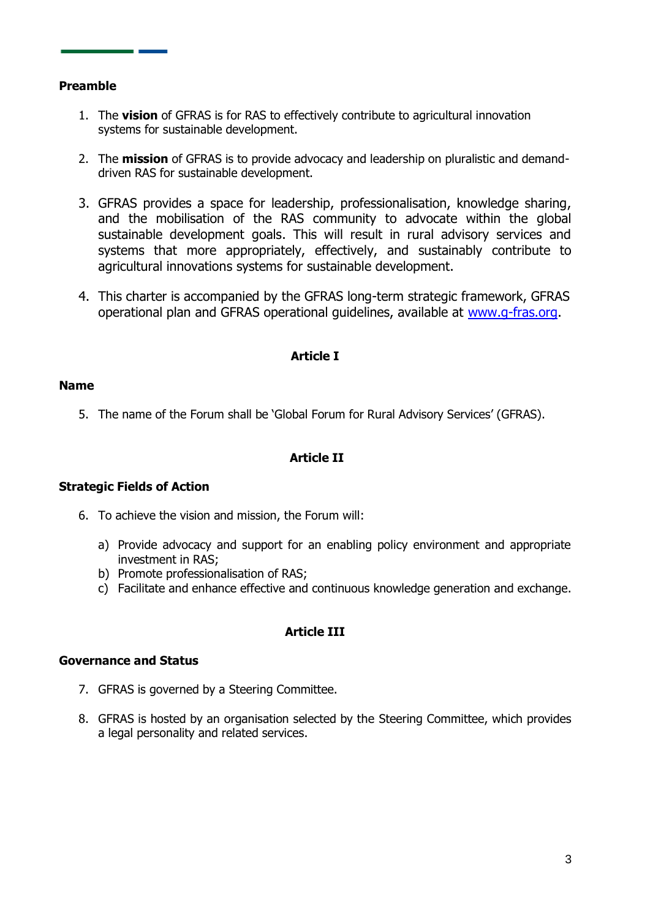**Preamble**

1. The **vision** of GFRAS is for RAS to effectively contribute to agricultural innovation systems for sustainable development.

2. The **mission** of GFRAS is to provide advocacy and leadership on pluralistic and demand-driven RAS for sustainable development.

3. GFRAS provides a space for leadership, professionalisation, knowledge sharing, and the mobilisation of the RAS community to advocate within the global sustainable development goals. This will result in rural advisory services and systems that more appropriately, effectively, and sustainably contribute to agricultural innovations systems for sustainable development.

4. This charter is accompanied by the GFRAS long-term strategic framework, GFRAS operational plan and GFRAS operational guidelines, available at [www.g-fras.org](http://www.g-fras.org).

## Article I

**Name**

5. The name of the Forum shall be 'Global Forum for Rural Advisory Services' (GFRAS).

## Article II

**Strategic Fields of Action**

6. To achieve the vision and mission, the Forum will:

   a) Provide advocacy and support for an enabling policy environment and appropriate investment in RAS;
   b) Promote professionalisation of RAS;
   c) Facilitate and enhance effective and continuous knowledge generation and exchange.

## Article III

**Governance and Status**

7. GFRAS is governed by a Steering Committee.

8. GFRAS is hosted by an organisation selected by the Steering Committee, which provides a legal personality and related services.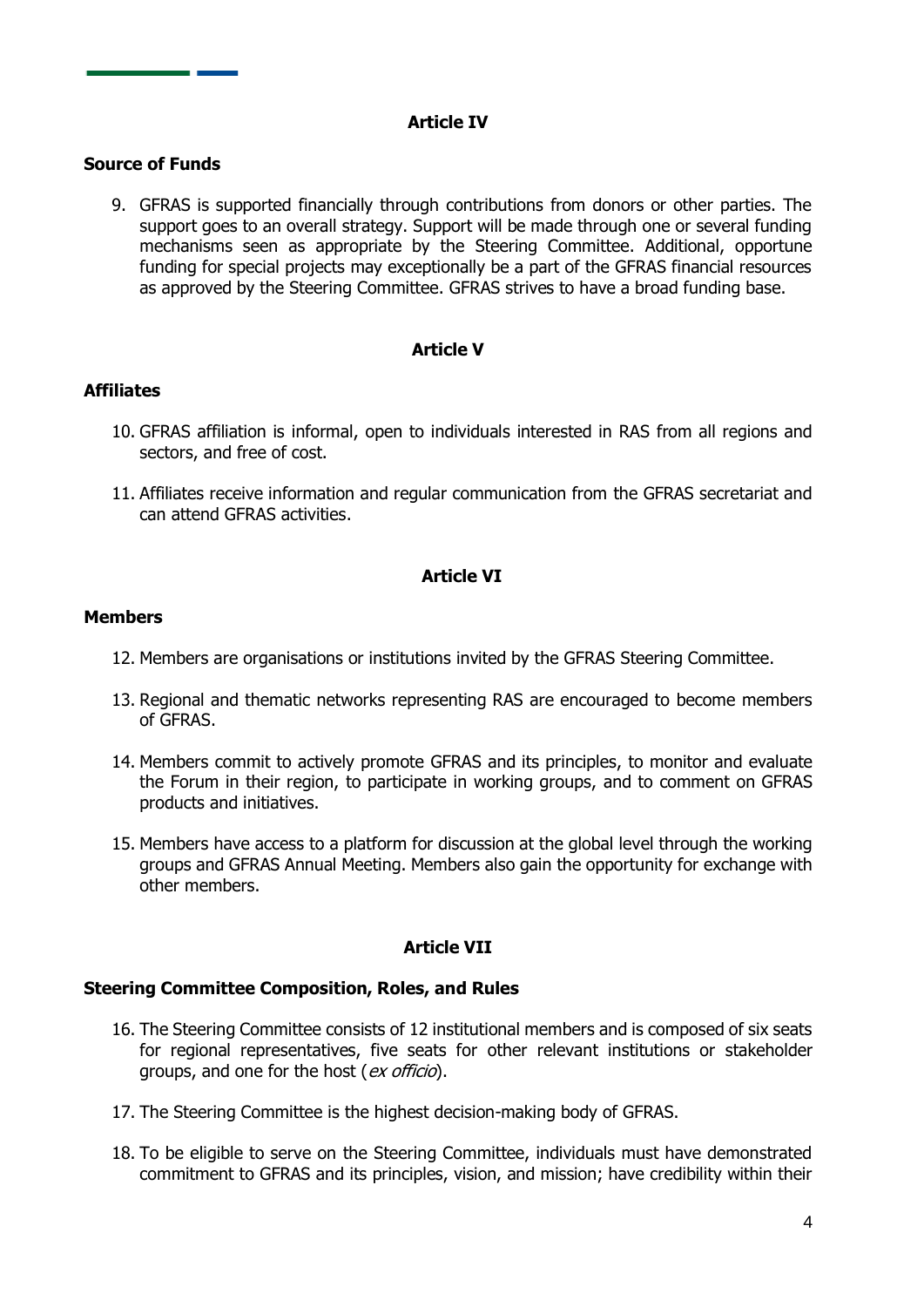## Article IV

**Source of Funds**

9. GFRAS is supported financially through contributions from donors or other parties. The support goes to an overall strategy. Support will be made through one or several funding mechanisms seen as appropriate by the Steering Committee. Additional, opportune funding for special projects may exceptionally be a part of the GFRAS financial resources as approved by the Steering Committee. GFRAS strives to have a broad funding base.

## Article V

**Affiliates**

10. GFRAS affiliation is informal, open to individuals interested in RAS from all regions and sectors, and free of cost.

11. Affiliates receive information and regular communication from the GFRAS secretariat and can attend GFRAS activities.

## Article VI

**Members**

12. Members are organisations or institutions invited by the GFRAS Steering Committee.

13. Regional and thematic networks representing RAS are encouraged to become members of GFRAS.

14. Members commit to actively promote GFRAS and its principles, to monitor and evaluate the Forum in their region, to participate in working groups, and to comment on GFRAS products and initiatives.

15. Members have access to a platform for discussion at the global level through the working groups and GFRAS Annual Meeting. Members also gain the opportunity for exchange with other members.

## Article VII

**Steering Committee Composition, Roles, and Rules**

16. The Steering Committee consists of 12 institutional members and is composed of six seats for regional representatives, five seats for other relevant institutions or stakeholder groups, and one for the host (*ex officio*).

17. The Steering Committee is the highest decision-making body of GFRAS.

18. To be eligible to serve on the Steering Committee, individuals must have demonstrated commitment to GFRAS and its principles, vision, and mission; have credibility within their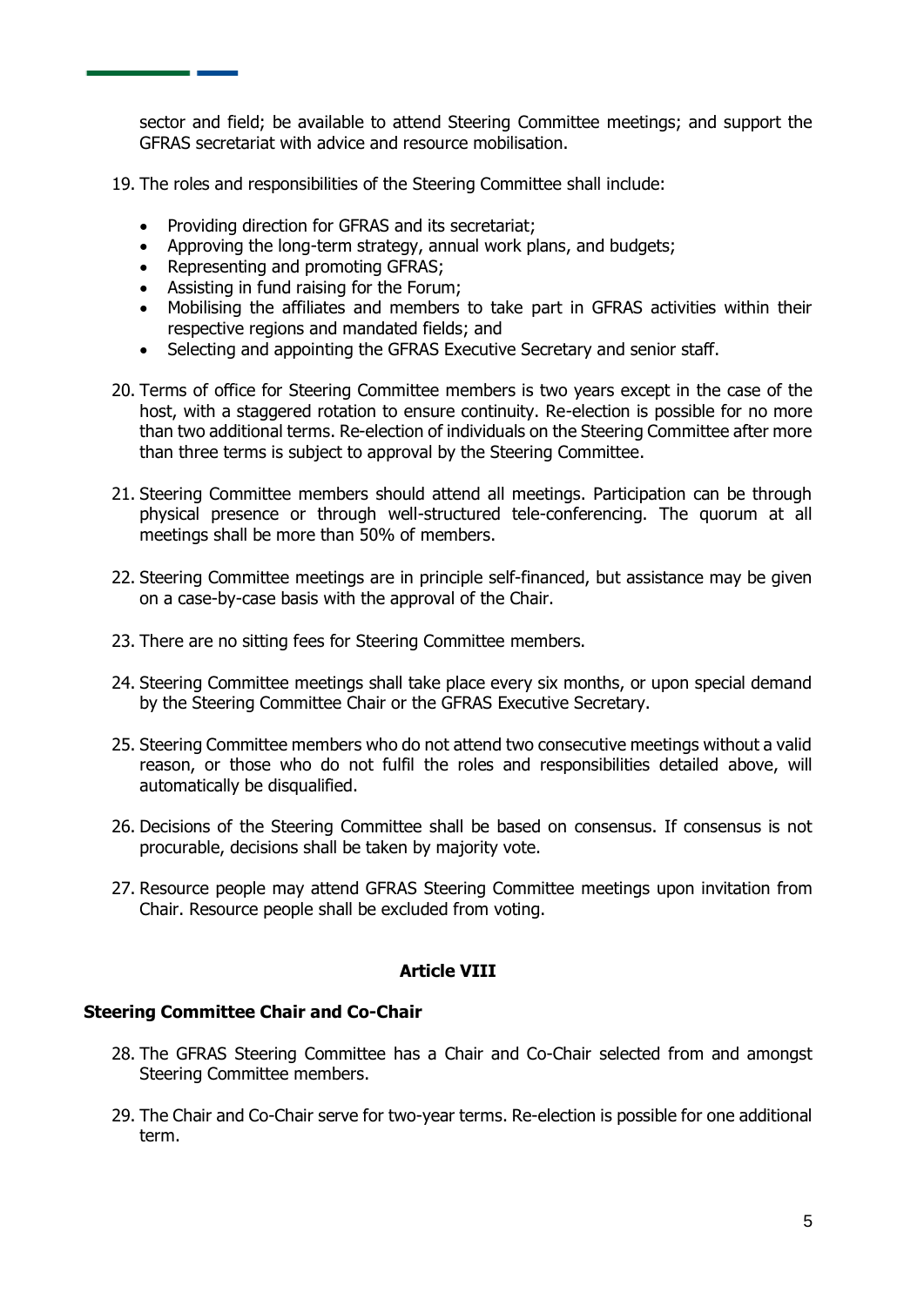sector and field; be available to attend Steering Committee meetings; and support the GFRAS secretariat with advice and resource mobilisation.

19. The roles and responsibilities of the Steering Committee shall include:

    - Providing direction for GFRAS and its secretariat;
    - Approving the long-term strategy, annual work plans, and budgets;
    - Representing and promoting GFRAS;
    - Assisting in fund raising for the Forum;
    - Mobilising the affiliates and members to take part in GFRAS activities within their respective regions and mandated fields; and
    - Selecting and appointing the GFRAS Executive Secretary and senior staff.

20. Terms of office for Steering Committee members is two years except in the case of the host, with a staggered rotation to ensure continuity. Re-election is possible for no more than two additional terms. Re-election of individuals on the Steering Committee after more than three terms is subject to approval by the Steering Committee.

21. Steering Committee members should attend all meetings. Participation can be through physical presence or through well-structured tele-conferencing. The quorum at all meetings shall be more than 50% of members.

22. Steering Committee meetings are in principle self-financed, but assistance may be given on a case-by-case basis with the approval of the Chair.

23. There are no sitting fees for Steering Committee members.

24. Steering Committee meetings shall take place every six months, or upon special demand by the Steering Committee Chair or the GFRAS Executive Secretary.

25. Steering Committee members who do not attend two consecutive meetings without a valid reason, or those who do not fulfil the roles and responsibilities detailed above, will automatically be disqualified.

26. Decisions of the Steering Committee shall be based on consensus. If consensus is not procurable, decisions shall be taken by majority vote.

27. Resource people may attend GFRAS Steering Committee meetings upon invitation from Chair. Resource people shall be excluded from voting.

## Article VIII

### Steering Committee Chair and Co-Chair

28. The GFRAS Steering Committee has a Chair and Co-Chair selected from and amongst Steering Committee members.

29. The Chair and Co-Chair serve for two-year terms. Re-election is possible for one additional term.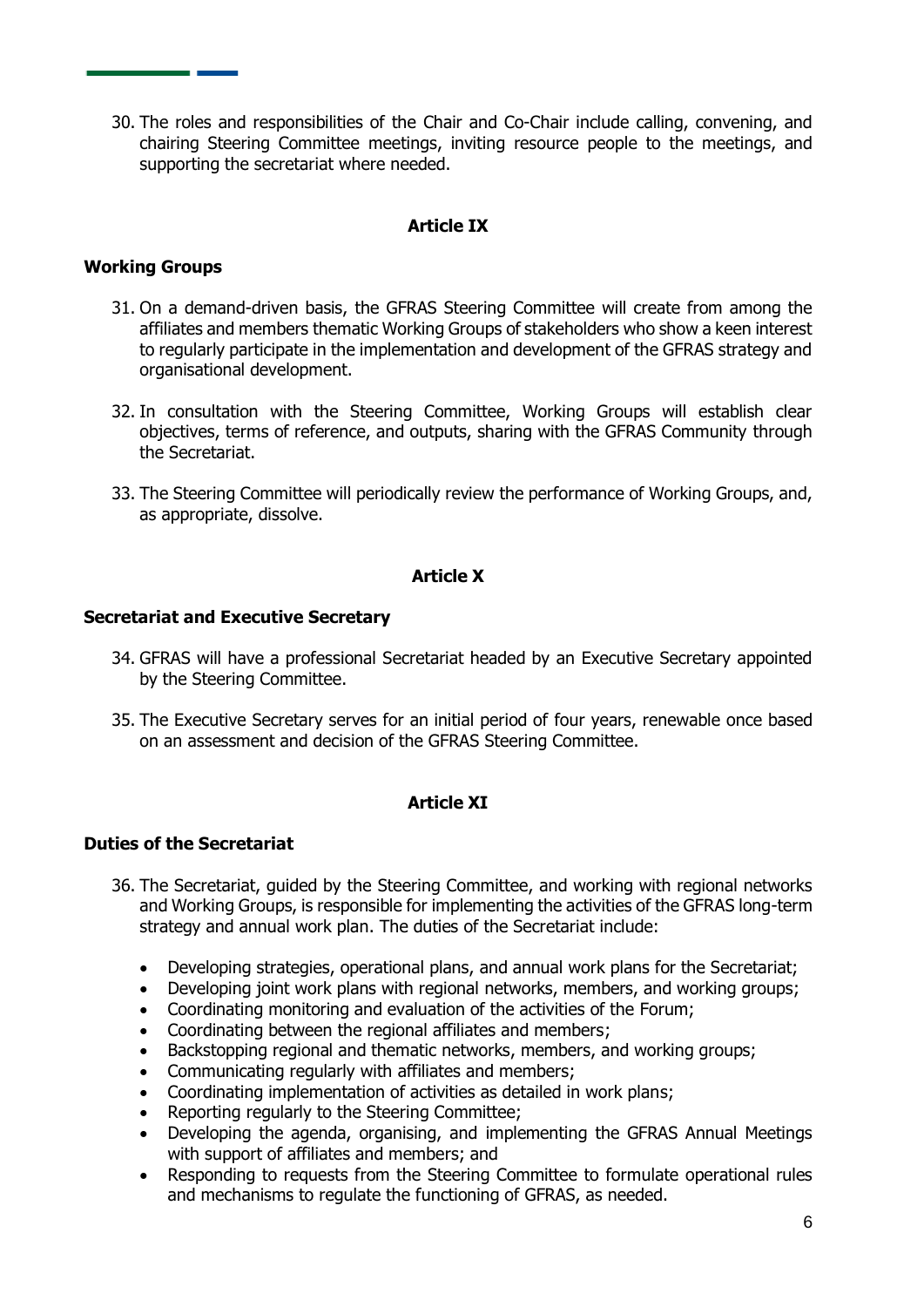30. The roles and responsibilities of the Chair and Co-Chair include calling, convening, and chairing Steering Committee meetings, inviting resource people to the meetings, and supporting the secretariat where needed.

## Article IX

### Working Groups

31. On a demand-driven basis, the GFRAS Steering Committee will create from among the affiliates and members thematic Working Groups of stakeholders who show a keen interest to regularly participate in the implementation and development of the GFRAS strategy and organisational development.

32. In consultation with the Steering Committee, Working Groups will establish clear objectives, terms of reference, and outputs, sharing with the GFRAS Community through the Secretariat.

33. The Steering Committee will periodically review the performance of Working Groups, and, as appropriate, dissolve.

## Article X

### Secretariat and Executive Secretary

34. GFRAS will have a professional Secretariat headed by an Executive Secretary appointed by the Steering Committee.

35. The Executive Secretary serves for an initial period of four years, renewable once based on an assessment and decision of the GFRAS Steering Committee.

## Article XI

### Duties of the Secretariat

36. The Secretariat, guided by the Steering Committee, and working with regional networks and Working Groups, is responsible for implementing the activities of the GFRAS long-term strategy and annual work plan. The duties of the Secretariat include:

    - Developing strategies, operational plans, and annual work plans for the Secretariat;
    - Developing joint work plans with regional networks, members, and working groups;
    - Coordinating monitoring and evaluation of the activities of the Forum;
    - Coordinating between the regional affiliates and members;
    - Backstopping regional and thematic networks, members, and working groups;
    - Communicating regularly with affiliates and members;
    - Coordinating implementation of activities as detailed in work plans;
    - Reporting regularly to the Steering Committee;
    - Developing the agenda, organising, and implementing the GFRAS Annual Meetings with support of affiliates and members; and
    - Responding to requests from the Steering Committee to formulate operational rules and mechanisms to regulate the functioning of GFRAS, as needed.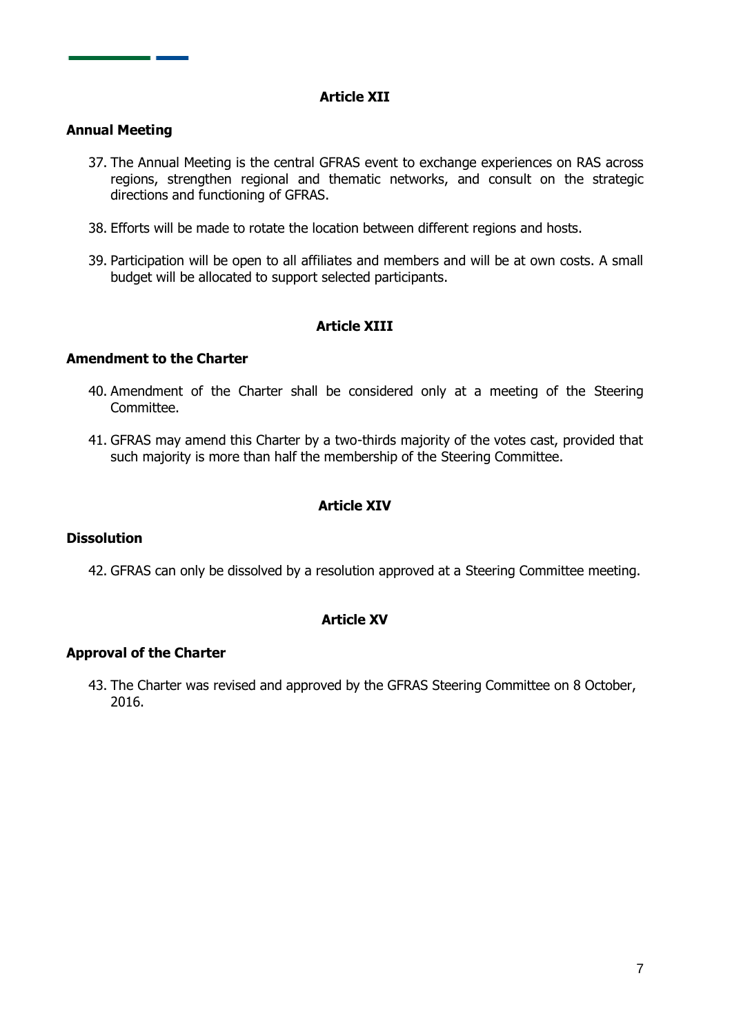**Article XII**

**Annual Meeting**

37. The Annual Meeting is the central GFRAS event to exchange experiences on RAS across regions, strengthen regional and thematic networks, and consult on the strategic directions and functioning of GFRAS.

38. Efforts will be made to rotate the location between different regions and hosts.

39. Participation will be open to all affiliates and members and will be at own costs. A small budget will be allocated to support selected participants.

**Article XIII**

**Amendment to the Charter**

40. Amendment of the Charter shall be considered only at a meeting of the Steering Committee.

41. GFRAS may amend this Charter by a two-thirds majority of the votes cast, provided that such majority is more than half the membership of the Steering Committee.

**Article XIV**

**Dissolution**

42. GFRAS can only be dissolved by a resolution approved at a Steering Committee meeting.

**Article XV**

**Approval of the Charter**

43. The Charter was revised and approved by the GFRAS Steering Committee on 8 October, 2016.